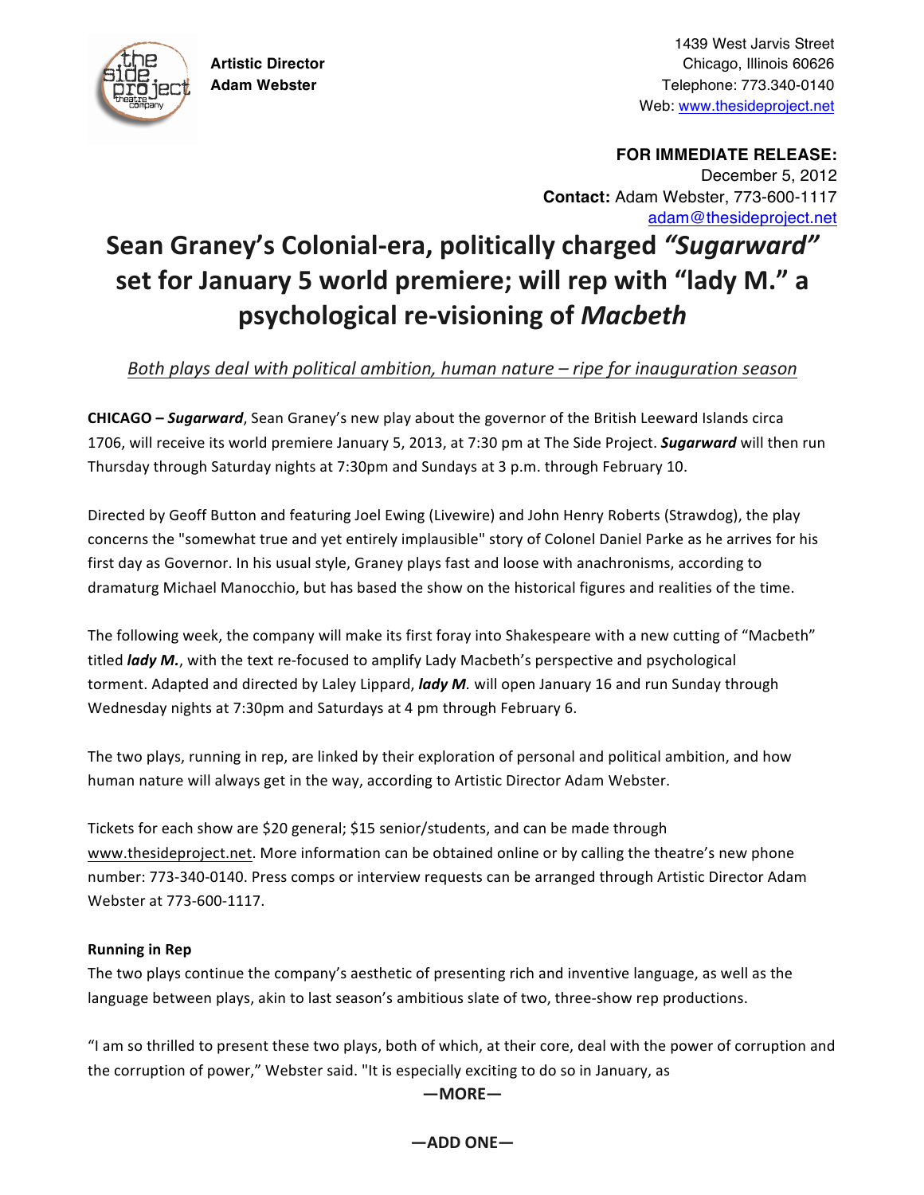Artistic Director
Adam Webster

1439 West Jarvis Street
Chicago, Illinois 60626
Telephone: 773.340-0140
Web: www.thesideproject.net

**FOR IMMEDIATE RELEASE:**
December 5, 2012
**Contact:** Adam Webster, 773-600-1117
adam@thesideproject.net

# Sean Graney's Colonial-era, politically charged *"Sugarward"* set for January 5 world premiere; will rep with "lady M." a psychological re-visioning of *Macbeth*

*Both plays deal with political ambition, human nature – ripe for inauguration season*

**CHICAGO –** ***Sugarward***, Sean Graney's new play about the governor of the British Leeward Islands circa 1706, will receive its world premiere January 5, 2013, at 7:30 pm at The Side Project. ***Sugarward*** will then run Thursday through Saturday nights at 7:30pm and Sundays at 3 p.m. through February 10.

Directed by Geoff Button and featuring Joel Ewing (Livewire) and John Henry Roberts (Strawdog), the play concerns the "somewhat true and yet entirely implausible" story of Colonel Daniel Parke as he arrives for his first day as Governor. In his usual style, Graney plays fast and loose with anachronisms, according to dramaturg Michael Manocchio, but has based the show on the historical figures and realities of the time.

The following week, the company will make its first foray into Shakespeare with a new cutting of "Macbeth" titled ***lady M.***, with the text re-focused to amplify Lady Macbeth's perspective and psychological torment. Adapted and directed by Laley Lippard, ***lady M.*** will open January 16 and run Sunday through Wednesday nights at 7:30pm and Saturdays at 4 pm through February 6.

The two plays, running in rep, are linked by their exploration of personal and political ambition, and how human nature will always get in the way, according to Artistic Director Adam Webster.

Tickets for each show are $20 general; $15 senior/students, and can be made through www.thesideproject.net. More information can be obtained online or by calling the theatre's new phone number: 773-340-0140. Press comps or interview requests can be arranged through Artistic Director Adam Webster at 773-600-1117.

**Running in Rep**

The two plays continue the company's aesthetic of presenting rich and inventive language, as well as the language between plays, akin to last season's ambitious slate of two, three-show rep productions.

"I am so thrilled to present these two plays, both of which, at their core, deal with the power of corruption and the corruption of power," Webster said. "It is especially exciting to do so in January, as

**—MORE—**

**—ADD ONE—**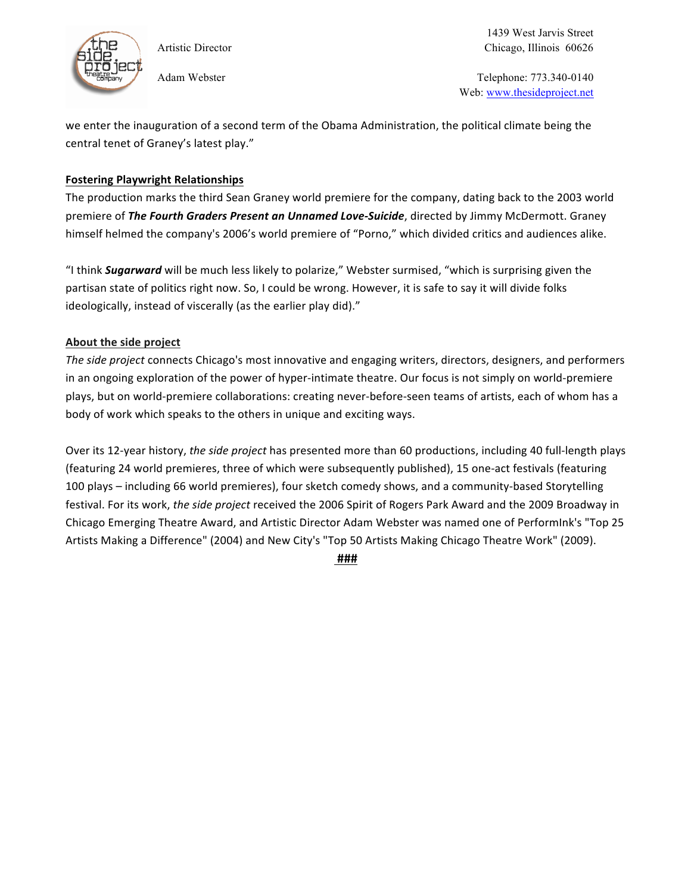we enter the inauguration of a second term of the Obama Administration, the political climate being the central tenet of Graney's latest play."

**Fostering Playwright Relationships**

The production marks the third Sean Graney world premiere for the company, dating back to the 2003 world premiere of ***The Fourth Graders Present an Unnamed Love-Suicide***, directed by Jimmy McDermott. Graney himself helmed the company's 2006's world premiere of "Porno," which divided critics and audiences alike.

"I think ***Sugarward*** will be much less likely to polarize," Webster surmised, "which is surprising given the partisan state of politics right now. So, I could be wrong. However, it is safe to say it will divide folks ideologically, instead of viscerally (as the earlier play did)."

**About the side project**

*The side project* connects Chicago's most innovative and engaging writers, directors, designers, and performers in an ongoing exploration of the power of hyper-intimate theatre. Our focus is not simply on world-premiere plays, but on world-premiere collaborations: creating never-before-seen teams of artists, each of whom has a body of work which speaks to the others in unique and exciting ways.

Over its 12-year history, *the side project* has presented more than 60 productions, including 40 full-length plays (featuring 24 world premieres, three of which were subsequently published), 15 one-act festivals (featuring 100 plays – including 66 world premieres), four sketch comedy shows, and a community-based Storytelling festival. For its work, *the side project* received the 2006 Spirit of Rogers Park Award and the 2009 Broadway in Chicago Emerging Theatre Award, and Artistic Director Adam Webster was named one of PerformInk's "Top 25 Artists Making a Difference" (2004) and New City's "Top 50 Artists Making Chicago Theatre Work" (2009).

**###**